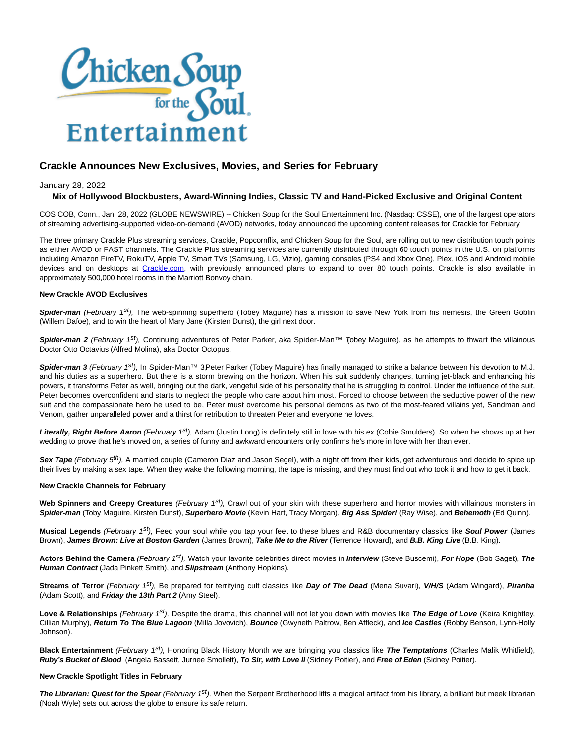Chicken Soup for the Soul Entertainment

## Crackle Announces New Exclusives, Movies, and Series for February

January 28, 2022

**Mix of Hollywood Blockbusters, Award-Winning Indies, Classic TV and Hand-Picked Exclusive and Original Content**

COS COB, Conn., Jan. 28, 2022 (GLOBE NEWSWIRE) -- Chicken Soup for the Soul Entertainment Inc. (Nasdaq: CSSE), one of the largest operators of streaming advertising-supported video-on-demand (AVOD) networks, today announced the upcoming content releases for Crackle for February

The three primary Crackle Plus streaming services, Crackle, Popcornflix, and Chicken Soup for the Soul, are rolling out to new distribution touch points as either AVOD or FAST channels. The Crackle Plus streaming services are currently distributed through 60 touch points in the U.S. on platforms including Amazon FireTV, RokuTV, Apple TV, Smart TVs (Samsung, LG, Vizio), gaming consoles (PS4 and Xbox One), Plex, iOS and Android mobile devices and on desktops at Crackle.com, with previously announced plans to expand to over 80 touch points. Crackle is also available in approximately 500,000 hotel rooms in the Marriott Bonvoy chain.

**New Crackle AVOD Exclusives**

***Spider-man*** *(February 1st),* The web-spinning superhero (Tobey Maguire) has a mission to save New York from his nemesis, the Green Goblin (Willem Dafoe), and to win the heart of Mary Jane (Kirsten Dunst), the girl next door.

***Spider-man 2*** *(February 1st),* Continuing adventures of Peter Parker, aka Spider-Man™ (Tobey Maguire), as he attempts to thwart the villainous Doctor Otto Octavius (Alfred Molina), aka Doctor Octopus.

***Spider-man 3*** *(February 1st),* In Spider-Man™ 3 Peter Parker (Tobey Maguire) has finally managed to strike a balance between his devotion to M.J. and his duties as a superhero. But there is a storm brewing on the horizon. When his suit suddenly changes, turning jet-black and enhancing his powers, it transforms Peter as well, bringing out the dark, vengeful side of his personality that he is struggling to control. Under the influence of the suit, Peter becomes overconfident and starts to neglect the people who care about him most. Forced to choose between the seductive power of the new suit and the compassionate hero he used to be, Peter must overcome his personal demons as two of the most-feared villains yet, Sandman and Venom, gather unparalleled power and a thirst for retribution to threaten Peter and everyone he loves.

***Literally, Right Before Aaron*** *(February 1st),* Adam (Justin Long) is definitely still in love with his ex (Cobie Smulders). So when he shows up at her wedding to prove that he's moved on, a series of funny and awkward encounters only confirms he's more in love with her than ever.

***Sex Tape*** *(February 5th),* A married couple (Cameron Diaz and Jason Segel), with a night off from their kids, get adventurous and decide to spice up their lives by making a sex tape. When they wake the following morning, the tape is missing, and they must find out who took it and how to get it back.

**New Crackle Channels for February**

**Web Spinners and Creepy Creatures** *(February 1st),* Crawl out of your skin with these superhero and horror movies with villainous monsters in ***Spider-man*** (Toby Maguire, Kirsten Dunst), ***Superhero Movie*** (Kevin Hart, Tracy Morgan), ***Big Ass Spider!*** (Ray Wise), and ***Behemoth*** (Ed Quinn).

**Musical Legends** *(February 1st),* Feed your soul while you tap your feet to these blues and R&B documentary classics like ***Soul Power*** (James Brown), ***James Brown: Live at Boston Garden*** (James Brown), ***Take Me to the River*** (Terrence Howard), and ***B.B. King Live*** (B.B. King).

**Actors Behind the Camera** *(February 1st),* Watch your favorite celebrities direct movies in ***Interview*** (Steve Buscemi), ***For Hope*** (Bob Saget), ***The Human Contract*** (Jada Pinkett Smith), and ***Slipstream*** (Anthony Hopkins).

**Streams of Terror** *(February 1st),* Be prepared for terrifying cult classics like ***Day of The Dead*** (Mena Suvari), ***V/H/S*** (Adam Wingard), ***Piranha*** (Adam Scott), and ***Friday the 13th Part 2*** (Amy Steel).

**Love & Relationships** *(February 1st),* Despite the drama, this channel will not let you down with movies like ***The Edge of Love*** (Keira Knightley, Cillian Murphy), ***Return To The Blue Lagoon*** (Milla Jovovich), ***Bounce*** (Gwyneth Paltrow, Ben Affleck), and ***Ice Castles*** (Robby Benson, Lynn-Holly Johnson).

**Black Entertainment** *(February 1st),* Honoring Black History Month we are bringing you classics like ***The Temptations*** (Charles Malik Whitfield), ***Ruby's Bucket of Blood*** (Angela Bassett, Jurnee Smollett), ***To Sir, with Love II*** (Sidney Poitier), and ***Free of Eden*** (Sidney Poitier).

**New Crackle Spotlight Titles in February**

***The Librarian: Quest for the Spear*** *(February 1st),* When the Serpent Brotherhood lifts a magical artifact from his library, a brilliant but meek librarian (Noah Wyle) sets out across the globe to ensure its safe return.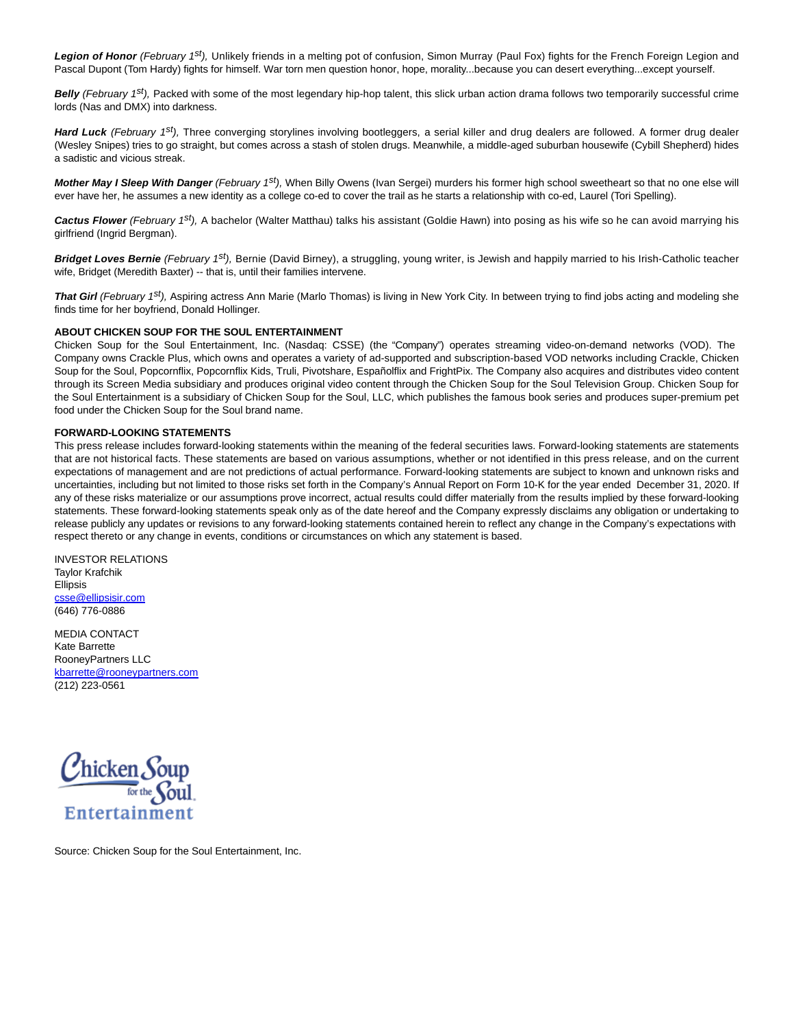***Legion of Honor*** *(February 1st),* Unlikely friends in a melting pot of confusion, Simon Murray (Paul Fox) fights for the French Foreign Legion and Pascal Dupont (Tom Hardy) fights for himself. War torn men question honor, hope, morality...because you can desert everything...except yourself.

***Belly*** *(February 1st),* Packed with some of the most legendary hip-hop talent, this slick urban action drama follows two temporarily successful crime lords (Nas and DMX) into darkness.

***Hard Luck*** *(February 1st),* Three converging storylines involving bootleggers, a serial killer and drug dealers are followed. A former drug dealer (Wesley Snipes) tries to go straight, but comes across a stash of stolen drugs. Meanwhile, a middle-aged suburban housewife (Cybill Shepherd) hides a sadistic and vicious streak.

***Mother May I Sleep With Danger*** *(February 1st),* When Billy Owens (Ivan Sergei) murders his former high school sweetheart so that no one else will ever have her, he assumes a new identity as a college co-ed to cover the trail as he starts a relationship with co-ed, Laurel (Tori Spelling).

***Cactus Flower*** *(February 1st),* A bachelor (Walter Matthau) talks his assistant (Goldie Hawn) into posing as his wife so he can avoid marrying his girlfriend (Ingrid Bergman).

***Bridget Loves Bernie*** *(February 1st),* Bernie (David Birney), a struggling, young writer, is Jewish and happily married to his Irish-Catholic teacher wife, Bridget (Meredith Baxter) -- that is, until their families intervene.

***That Girl*** *(February 1st),* Aspiring actress Ann Marie (Marlo Thomas) is living in New York City. In between trying to find jobs acting and modeling she finds time for her boyfriend, Donald Hollinger.

**ABOUT CHICKEN SOUP FOR THE SOUL ENTERTAINMENT**

Chicken Soup for the Soul Entertainment, Inc. (Nasdaq: CSSE) (the "Company") operates streaming video-on-demand networks (VOD). The Company owns Crackle Plus, which owns and operates a variety of ad-supported and subscription-based VOD networks including Crackle, Chicken Soup for the Soul, Popcornflix, Popcornflix Kids, Truli, Pivotshare, Españolflix and FrightPix. The Company also acquires and distributes video content through its Screen Media subsidiary and produces original video content through the Chicken Soup for the Soul Television Group. Chicken Soup for the Soul Entertainment is a subsidiary of Chicken Soup for the Soul, LLC, which publishes the famous book series and produces super-premium pet food under the Chicken Soup for the Soul brand name.

**FORWARD-LOOKING STATEMENTS**

This press release includes forward-looking statements within the meaning of the federal securities laws. Forward-looking statements are statements that are not historical facts. These statements are based on various assumptions, whether or not identified in this press release, and on the current expectations of management and are not predictions of actual performance. Forward-looking statements are subject to known and unknown risks and uncertainties, including but not limited to those risks set forth in the Company's Annual Report on Form 10-K for the year ended December 31, 2020. If any of these risks materialize or our assumptions prove incorrect, actual results could differ materially from the results implied by these forward-looking statements. These forward-looking statements speak only as of the date hereof and the Company expressly disclaims any obligation or undertaking to release publicly any updates or revisions to any forward-looking statements contained herein to reflect any change in the Company's expectations with respect thereto or any change in events, conditions or circumstances on which any statement is based.

INVESTOR RELATIONS
Taylor Krafchik
Ellipsis
csse@ellipsisir.com
(646) 776-0886

MEDIA CONTACT
Kate Barrette
RooneyPartners LLC
kbarrette@rooneypartners.com
(212) 223-0561

Chicken Soup for the Soul Entertainment

Source: Chicken Soup for the Soul Entertainment, Inc.